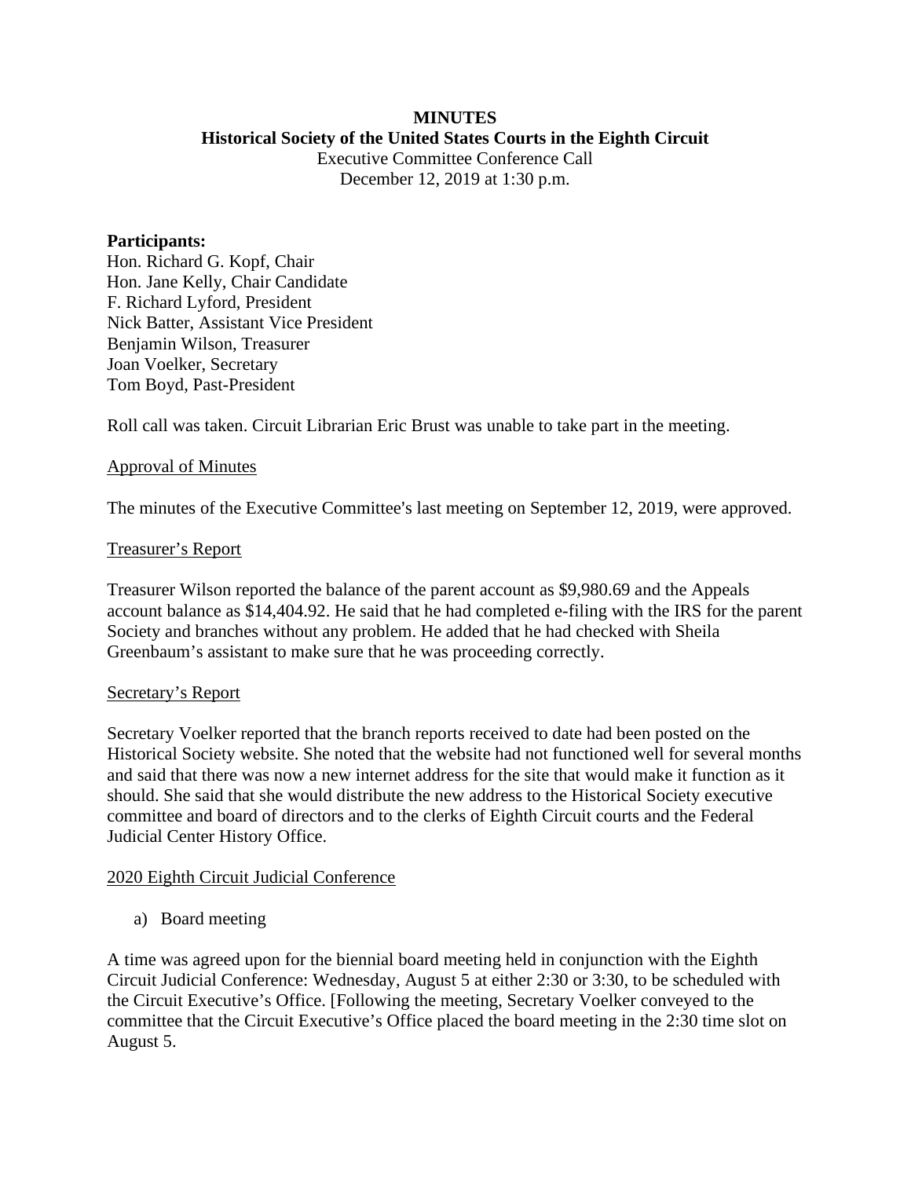**MINUTES**

**Historical Society of the United States Courts in the Eighth Circuit**

Executive Committee Conference Call

December 12, 2019 at 1:30 p.m.

**Participants:**

Hon. Richard G. Kopf, Chair
Hon. Jane Kelly, Chair Candidate
F. Richard Lyford, President
Nick Batter, Assistant Vice President
Benjamin Wilson, Treasurer
Joan Voelker, Secretary
Tom Boyd, Past-President

Roll call was taken. Circuit Librarian Eric Brust was unable to take part in the meeting.

<u>Approval of Minutes</u>

The minutes of the Executive Committee's last meeting on September 12, 2019, were approved.

<u>Treasurer's Report</u>

Treasurer Wilson reported the balance of the parent account as $9,980.69 and the Appeals account balance as $14,404.92. He said that he had completed e-filing with the IRS for the parent Society and branches without any problem. He added that he had checked with Sheila Greenbaum's assistant to make sure that he was proceeding correctly.

<u>Secretary's Report</u>

Secretary Voelker reported that the branch reports received to date had been posted on the Historical Society website. She noted that the website had not functioned well for several months and said that there was now a new internet address for the site that would make it function as it should. She said that she would distribute the new address to the Historical Society executive committee and board of directors and to the clerks of Eighth Circuit courts and the Federal Judicial Center History Office.

<u>2020 Eighth Circuit Judicial Conference</u>

a) Board meeting

A time was agreed upon for the biennial board meeting held in conjunction with the Eighth Circuit Judicial Conference: Wednesday, August 5 at either 2:30 or 3:30, to be scheduled with the Circuit Executive's Office. [Following the meeting, Secretary Voelker conveyed to the committee that the Circuit Executive's Office placed the board meeting in the 2:30 time slot on August 5.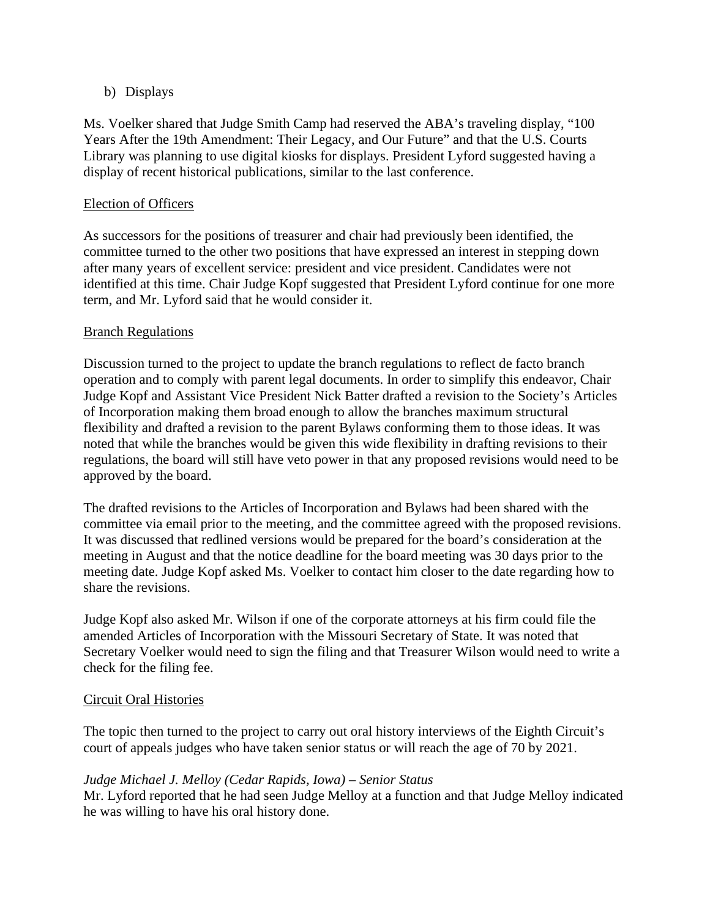b) Displays

Ms. Voelker shared that Judge Smith Camp had reserved the ABA's traveling display, "100 Years After the 19th Amendment: Their Legacy, and Our Future" and that the U.S. Courts Library was planning to use digital kiosks for displays. President Lyford suggested having a display of recent historical publications, similar to the last conference.

<u>Election of Officers</u>

As successors for the positions of treasurer and chair had previously been identified, the committee turned to the other two positions that have expressed an interest in stepping down after many years of excellent service: president and vice president. Candidates were not identified at this time. Chair Judge Kopf suggested that President Lyford continue for one more term, and Mr. Lyford said that he would consider it.

<u>Branch Regulations</u>

Discussion turned to the project to update the branch regulations to reflect de facto branch operation and to comply with parent legal documents. In order to simplify this endeavor, Chair Judge Kopf and Assistant Vice President Nick Batter drafted a revision to the Society's Articles of Incorporation making them broad enough to allow the branches maximum structural flexibility and drafted a revision to the parent Bylaws conforming them to those ideas. It was noted that while the branches would be given this wide flexibility in drafting revisions to their regulations, the board will still have veto power in that any proposed revisions would need to be approved by the board.

The drafted revisions to the Articles of Incorporation and Bylaws had been shared with the committee via email prior to the meeting, and the committee agreed with the proposed revisions. It was discussed that redlined versions would be prepared for the board's consideration at the meeting in August and that the notice deadline for the board meeting was 30 days prior to the meeting date. Judge Kopf asked Ms. Voelker to contact him closer to the date regarding how to share the revisions.

Judge Kopf also asked Mr. Wilson if one of the corporate attorneys at his firm could file the amended Articles of Incorporation with the Missouri Secretary of State. It was noted that Secretary Voelker would need to sign the filing and that Treasurer Wilson would need to write a check for the filing fee.

<u>Circuit Oral Histories</u>

The topic then turned to the project to carry out oral history interviews of the Eighth Circuit's court of appeals judges who have taken senior status or will reach the age of 70 by 2021.

*Judge Michael J. Melloy (Cedar Rapids, Iowa) – Senior Status*
Mr. Lyford reported that he had seen Judge Melloy at a function and that Judge Melloy indicated he was willing to have his oral history done.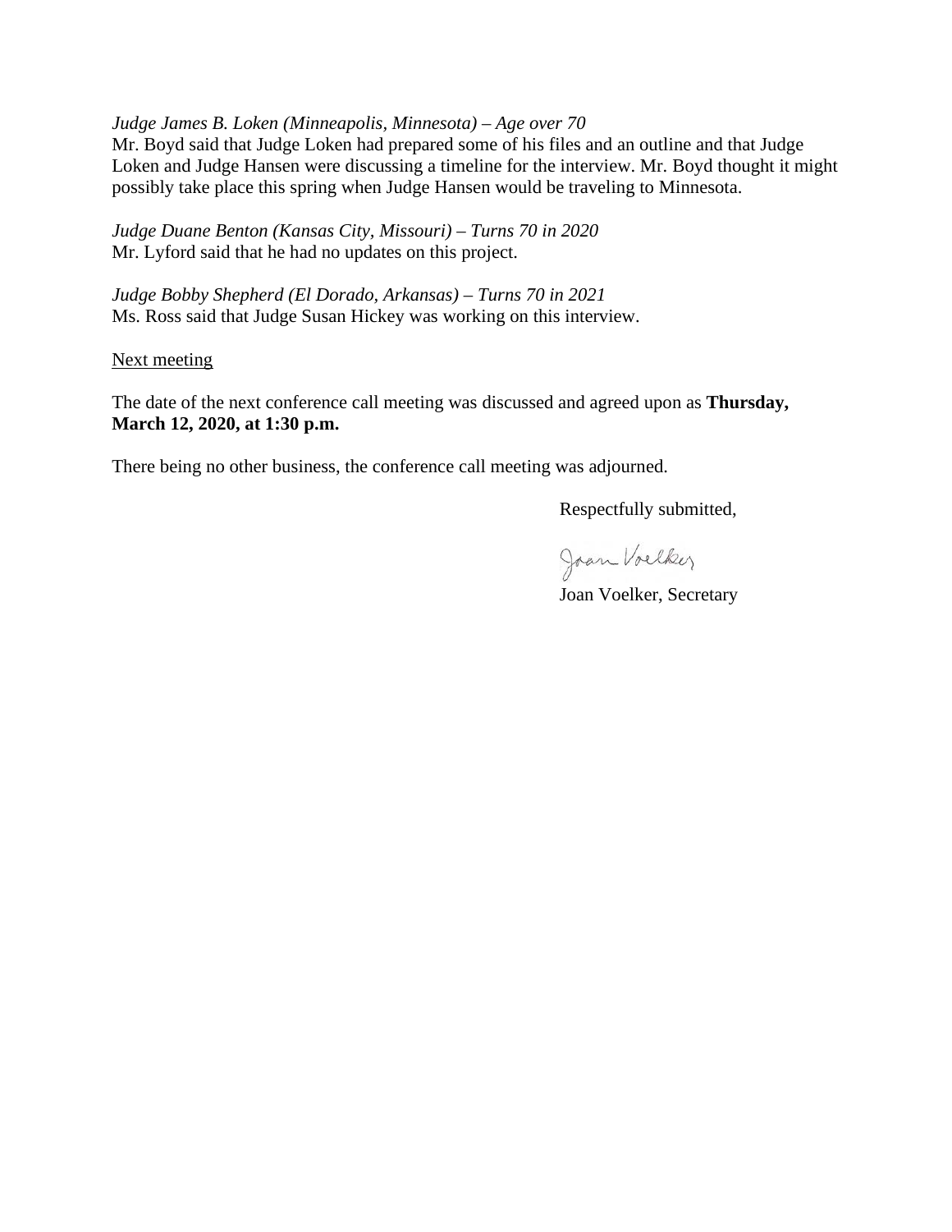*Judge James B. Loken (Minneapolis, Minnesota) – Age over 70*
Mr. Boyd said that Judge Loken had prepared some of his files and an outline and that Judge Loken and Judge Hansen were discussing a timeline for the interview. Mr. Boyd thought it might possibly take place this spring when Judge Hansen would be traveling to Minnesota.

*Judge Duane Benton (Kansas City, Missouri) – Turns 70 in 2020*
Mr. Lyford said that he had no updates on this project.

*Judge Bobby Shepherd (El Dorado, Arkansas) – Turns 70 in 2021*
Ms. Ross said that Judge Susan Hickey was working on this interview.

<u>Next meeting</u>

The date of the next conference call meeting was discussed and agreed upon as **Thursday, March 12, 2020, at 1:30 p.m.**

There being no other business, the conference call meeting was adjourned.

Respectfully submitted,

Joan Voelker

Joan Voelker, Secretary